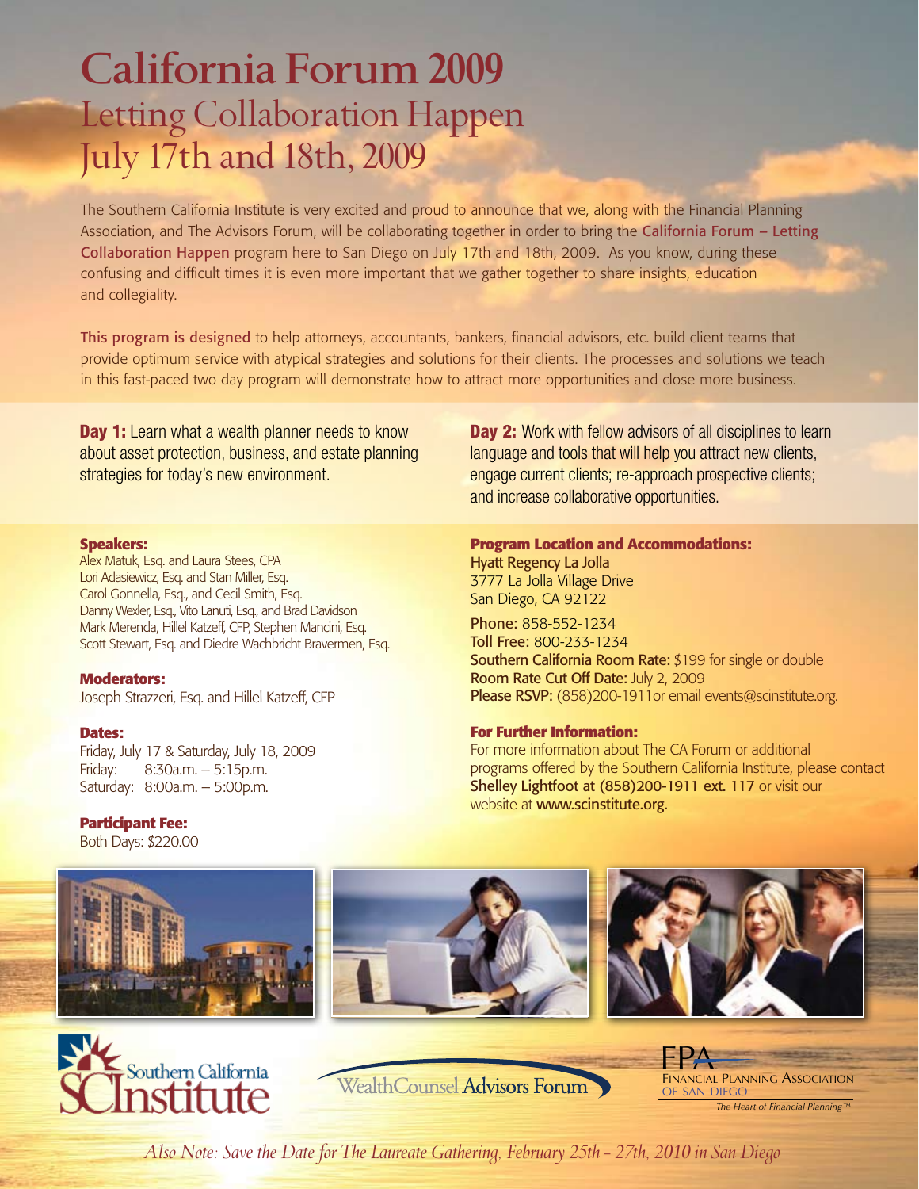# California Forum 2009

## Letting Collaboration Happen

## July 17th and 18th, 2009

The Southern California Institute is very excited and proud to announce that we, along with the Financial Planning Association, and The Advisors Forum, will be collaborating together in order to bring the California Forum – Letting Collaboration Happen program here to San Diego on July 17th and 18th, 2009. As you know, during these confusing and difficult times it is even more important that we gather together to share insights, education and collegiality.

This program is designed to help attorneys, accountants, bankers, financial advisors, etc. build client teams that provide optimum service with atypical strategies and solutions for their clients. The processes and solutions we teach in this fast-paced two day program will demonstrate how to attract more opportunities and close more business.

**Day 1:** Learn what a wealth planner needs to know about asset protection, business, and estate planning strategies for today's new environment.

**Day 2:** Work with fellow advisors of all disciplines to learn language and tools that will help you attract new clients, engage current clients; re-approach prospective clients; and increase collaborative opportunities.

### Speakers:

Alex Matuk, Esq. and Laura Stees, CPA
Lori Adasiewicz, Esq. and Stan Miller, Esq.
Carol Gonnella, Esq., and Cecil Smith, Esq.
Danny Wexler, Esq., Vito Lanuti, Esq., and Brad Davidson
Mark Merenda, Hillel Katzeff, CFP, Stephen Mancini, Esq.
Scott Stewart, Esq. and Diedre Wachbricht Bravermen, Esq.

### Moderators:

Joseph Strazzeri, Esq. and Hillel Katzeff, CFP

### Dates:

Friday, July 17 & Saturday, July 18, 2009
Friday: 8:30a.m. – 5:15p.m.
Saturday: 8:00a.m. – 5:00p.m.

### Participant Fee:

Both Days: $220.00

### Program Location and Accommodations:

**Hyatt Regency La Jolla**
3777 La Jolla Village Drive
San Diego, CA 92122

**Phone:** 858-552-1234
**Toll Free:** 800-233-1234
**Southern California Room Rate:** $199 for single or double
**Room Rate Cut Off Date:** July 2, 2009
**Please RSVP:** (858)200-1911or email events@scinstitute.org.

### For Further Information:

For more information about The CA Forum or additional programs offered by the Southern California Institute, please contact **Shelley Lightfoot at (858)200-1911 ext. 117** or visit our website at **www.scinstitute.org.**

Southern California Institute

WealthCounsel Advisors Forum

FPA Financial Planning Association of San Diego — *The Heart of Financial Planning™*

*Also Note: Save the Date for The Laureate Gathering, February 25th – 27th, 2010 in San Diego*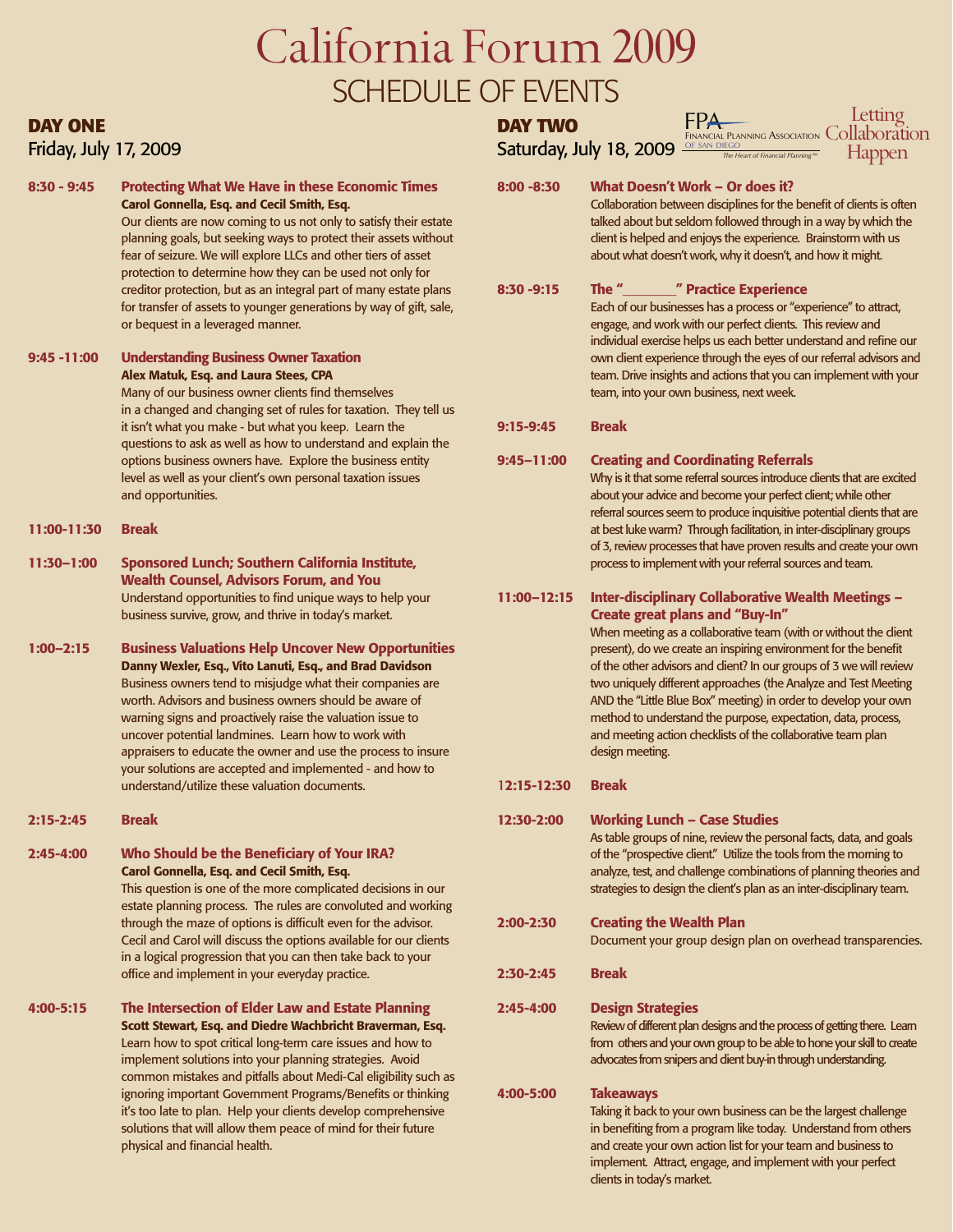# California Forum 2009

## SCHEDULE OF EVENTS

FPA Financial Planning Association of San Diego — The Heart of Financial Planning™

Letting Collaboration Happen

## DAY ONE

### Friday, July 17, 2009

**8:30 - 9:45** **Protecting What We Have in these Economic Times**
**Carol Gonnella, Esq. and Cecil Smith, Esq.**
Our clients are now coming to us not only to satisfy their estate planning goals, but seeking ways to protect their assets without fear of seizure. We will explore LLCs and other tiers of asset protection to determine how they can be used not only for creditor protection, but as an integral part of many estate plans for transfer of assets to younger generations by way of gift, sale, or bequest in a leveraged manner.

**9:45 -11:00** **Understanding Business Owner Taxation**
**Alex Matuk, Esq. and Laura Stees, CPA**
Many of our business owner clients find themselves in a changed and changing set of rules for taxation. They tell us it isn't what you make - but what you keep. Learn the questions to ask as well as how to understand and explain the options business owners have. Explore the business entity level as well as your client's own personal taxation issues and opportunities.

**11:00-11:30** **Break**

**11:30–1:00** **Sponsored Lunch; Southern California Institute, Wealth Counsel, Advisors Forum, and You**
Understand opportunities to find unique ways to help your business survive, grow, and thrive in today's market.

**1:00–2:15** **Business Valuations Help Uncover New Opportunities**
**Danny Wexler, Esq., Vito Lanuti, Esq., and Brad Davidson**
Business owners tend to misjudge what their companies are worth. Advisors and business owners should be aware of warning signs and proactively raise the valuation issue to uncover potential landmines. Learn how to work with appraisers to educate the owner and use the process to insure your solutions are accepted and implemented - and how to understand/utilize these valuation documents.

**2:15-2:45** **Break**

**2:45-4:00** **Who Should be the Beneficiary of Your IRA?**
**Carol Gonnella, Esq. and Cecil Smith, Esq.**
This question is one of the more complicated decisions in our estate planning process. The rules are convoluted and working through the maze of options is difficult even for the advisor. Cecil and Carol will discuss the options available for our clients in a logical progression that you can then take back to your office and implement in your everyday practice.

**4:00-5:15** **The Intersection of Elder Law and Estate Planning**
**Scott Stewart, Esq. and Diedre Wachbricht Braverman, Esq.**
Learn how to spot critical long-term care issues and how to implement solutions into your planning strategies. Avoid common mistakes and pitfalls about Medi-Cal eligibility such as ignoring important Government Programs/Benefits or thinking it's too late to plan. Help your clients develop comprehensive solutions that will allow them peace of mind for their future physical and financial health.

## DAY TWO

### Saturday, July 18, 2009

**8:00 -8:30** **What Doesn't Work – Or does it?**
Collaboration between disciplines for the benefit of clients is often talked about but seldom followed through in a way by which the client is helped and enjoys the experience. Brainstorm with us about what doesn't work, why it doesn't, and how it might.

**8:30 -9:15** **The "________" Practice Experience**
Each of our businesses has a process or "experience" to attract, engage, and work with our perfect clients. This review and individual exercise helps us each better understand and refine our own client experience through the eyes of our referral advisors and team. Drive insights and actions that you can implement with your team, into your own business, next week.

**9:15-9:45** **Break**

**9:45–11:00** **Creating and Coordinating Referrals**
Why is it that some referral sources introduce clients that are excited about your advice and become your perfect client; while other referral sources seem to produce inquisitive potential clients that are at best luke warm? Through facilitation, in inter-disciplinary groups of 3, review processes that have proven results and create your own process to implement with your referral sources and team.

**11:00–12:15** **Inter-disciplinary Collaborative Wealth Meetings – Create great plans and "Buy-In"**
When meeting as a collaborative team (with or without the client present), do we create an inspiring environment for the benefit of the other advisors and client? In our groups of 3 we will review two uniquely different approaches (the Analyze and Test Meeting AND the "Little Blue Box" meeting) in order to develop your own method to understand the purpose, expectation, data, process, and meeting action checklists of the collaborative team plan design meeting.

**12:15-12:30** **Break**

**12:30-2:00** **Working Lunch – Case Studies**
As table groups of nine, review the personal facts, data, and goals of the "prospective client." Utilize the tools from the morning to analyze, test, and challenge combinations of planning theories and strategies to design the client's plan as an inter-disciplinary team.

**2:00-2:30** **Creating the Wealth Plan**
Document your group design plan on overhead transparencies.

**2:30-2:45** **Break**

**2:45-4:00** **Design Strategies**
Review of different plan designs and the process of getting there. Learn from others and your own group to be able to hone your skill to create advocates from snipers and client buy-in through understanding.

**4:00-5:00** **Takeaways**
Taking it back to your own business can be the largest challenge in benefiting from a program like today. Understand from others and create your own action list for your team and business to implement. Attract, engage, and implement with your perfect clients in today's market.